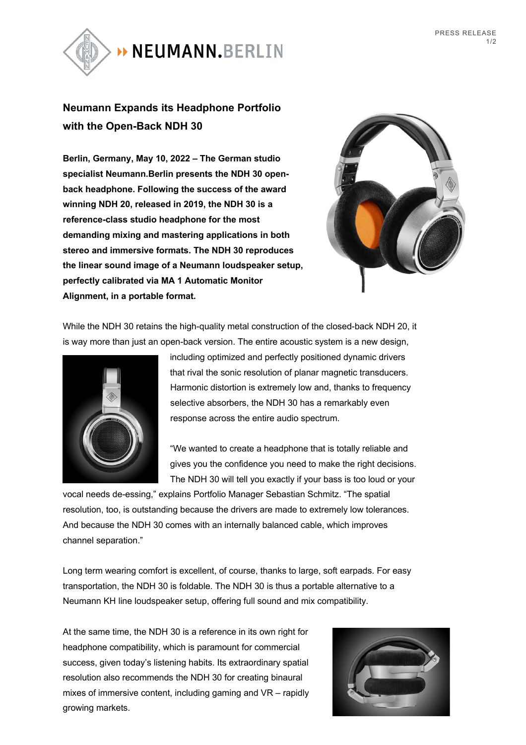# Neumann Expands its Headphone Portfolio with the Open-Back NDH 30

**Berlin, Germany, May 10, 2022 – The German studio specialist Neumann.Berlin presents the NDH 30 open-back headphone. Following the success of the award winning NDH 20, released in 2019, the NDH 30 is a reference-class studio headphone for the most demanding mixing and mastering applications in both stereo and immersive formats. The NDH 30 reproduces the linear sound image of a Neumann loudspeaker setup, perfectly calibrated via MA 1 Automatic Monitor Alignment, in a portable format.**

While the NDH 30 retains the high-quality metal construction of the closed-back NDH 20, it is way more than just an open-back version. The entire acoustic system is a new design, including optimized and perfectly positioned dynamic drivers that rival the sonic resolution of planar magnetic transducers. Harmonic distortion is extremely low and, thanks to frequency selective absorbers, the NDH 30 has a remarkably even response across the entire audio spectrum.

"We wanted to create a headphone that is totally reliable and gives you the confidence you need to make the right decisions. The NDH 30 will tell you exactly if your bass is too loud or your vocal needs de-essing," explains Portfolio Manager Sebastian Schmitz. "The spatial resolution, too, is outstanding because the drivers are made to extremely low tolerances. And because the NDH 30 comes with an internally balanced cable, which improves channel separation."

Long term wearing comfort is excellent, of course, thanks to large, soft earpads. For easy transportation, the NDH 30 is foldable. The NDH 30 is thus a portable alternative to a Neumann KH line loudspeaker setup, offering full sound and mix compatibility.

At the same time, the NDH 30 is a reference in its own right for headphone compatibility, which is paramount for commercial success, given today's listening habits. Its extraordinary spatial resolution also recommends the NDH 30 for creating binaural mixes of immersive content, including gaming and VR – rapidly growing markets.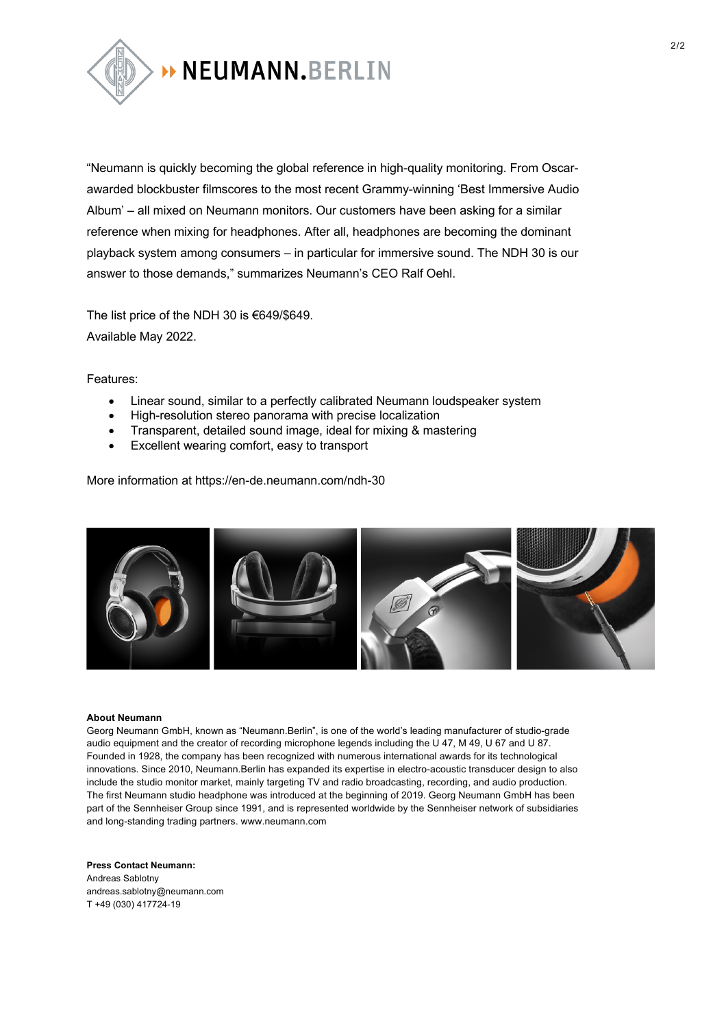“Neumann is quickly becoming the global reference in high-quality monitoring. From Oscar-awarded blockbuster filmscores to the most recent Grammy-winning ‘Best Immersive Audio Album’ – all mixed on Neumann monitors. Our customers have been asking for a similar reference when mixing for headphones. After all, headphones are becoming the dominant playback system among consumers – in particular for immersive sound. The NDH 30 is our answer to those demands,” summarizes Neumann’s CEO Ralf Oehl.

The list price of the NDH 30 is €649/$649.
Available May 2022.

Features:

- Linear sound, similar to a perfectly calibrated Neumann loudspeaker system
- High-resolution stereo panorama with precise localization
- Transparent, detailed sound image, ideal for mixing & mastering
- Excellent wearing comfort, easy to transport

More information at https://en-de.neumann.com/ndh-30

**About Neumann**
Georg Neumann GmbH, known as “Neumann.Berlin”, is one of the world’s leading manufacturer of studio-grade audio equipment and the creator of recording microphone legends including the U 47, M 49, U 67 and U 87. Founded in 1928, the company has been recognized with numerous international awards for its technological innovations. Since 2010, Neumann.Berlin has expanded its expertise in electro-acoustic transducer design to also include the studio monitor market, mainly targeting TV and radio broadcasting, recording, and audio production. The first Neumann studio headphone was introduced at the beginning of 2019. Georg Neumann GmbH has been part of the Sennheiser Group since 1991, and is represented worldwide by the Sennheiser network of subsidiaries and long-standing trading partners. www.neumann.com

**Press Contact Neumann:**
Andreas Sablotny
andreas.sablotny@neumann.com
T +49 (030) 417724-19